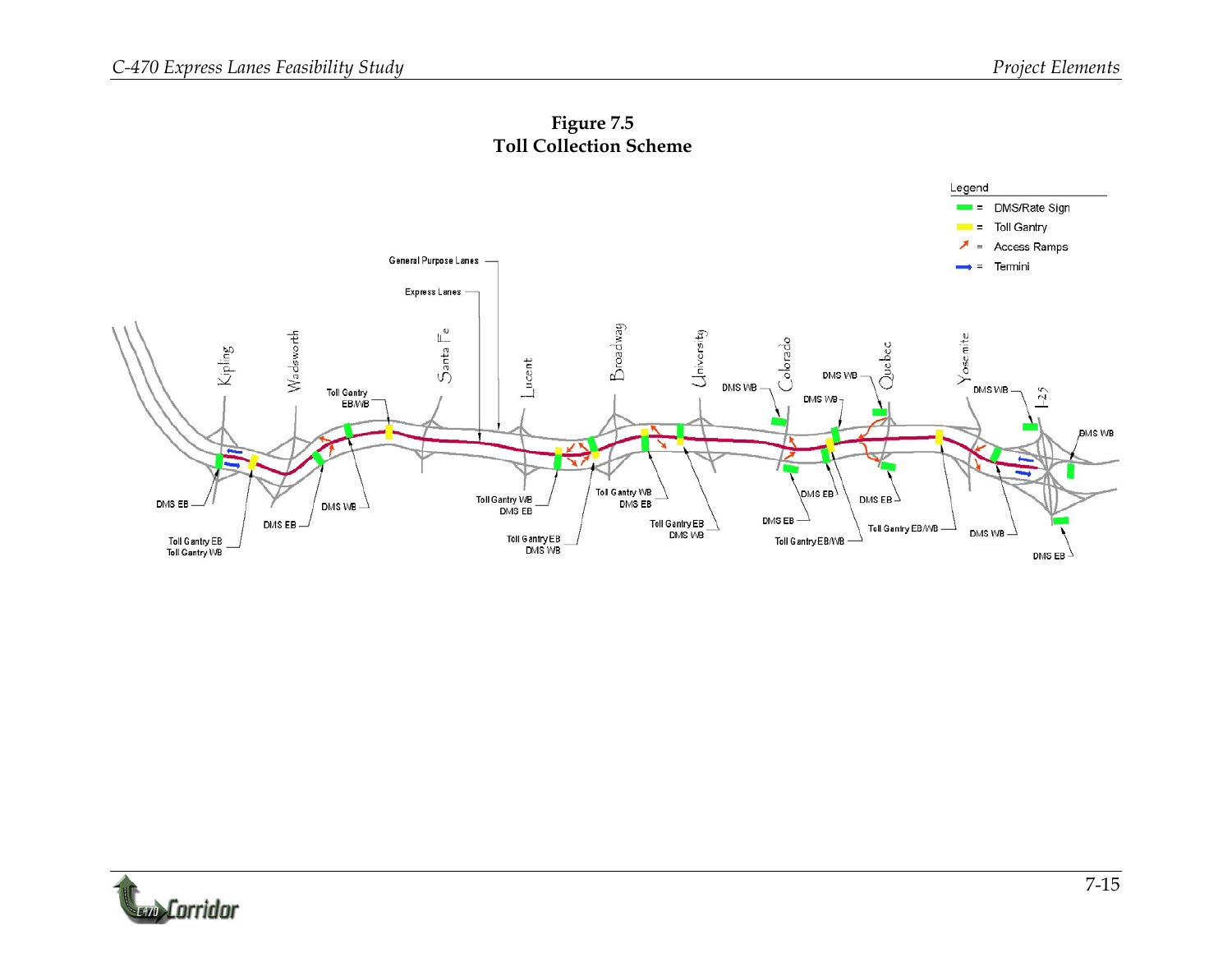# Figure 7.5
## Toll Collection Scheme

Legend

- = DMS/Rate Sign
- = Toll Gantry
- = Access Ramps
- = Termini

General Purpose Lanes

Express Lanes

Kipling, Wadsworth, Santa Fe, Lucent, Broadway, University, Colorado, Quebec, Yosemite, I-25

Toll Gantry EB/WB

DMS EB

DMS WB

DMS EB

Toll Gantry EB
Toll Gantry WB

Toll Gantry WB
DMS EB

Toll Gantry EB
DMS WB

Toll Gantry WB
DMS EB

Toll Gantry EB
DMS WB

DMS WB

DMS WB

DMS WB

DMS EB

DMS EB

DMS EB

Toll Gantry EB/WB

Toll Gantry EB/WB

DMS WB

DMS WB

DMS WB

DMS EB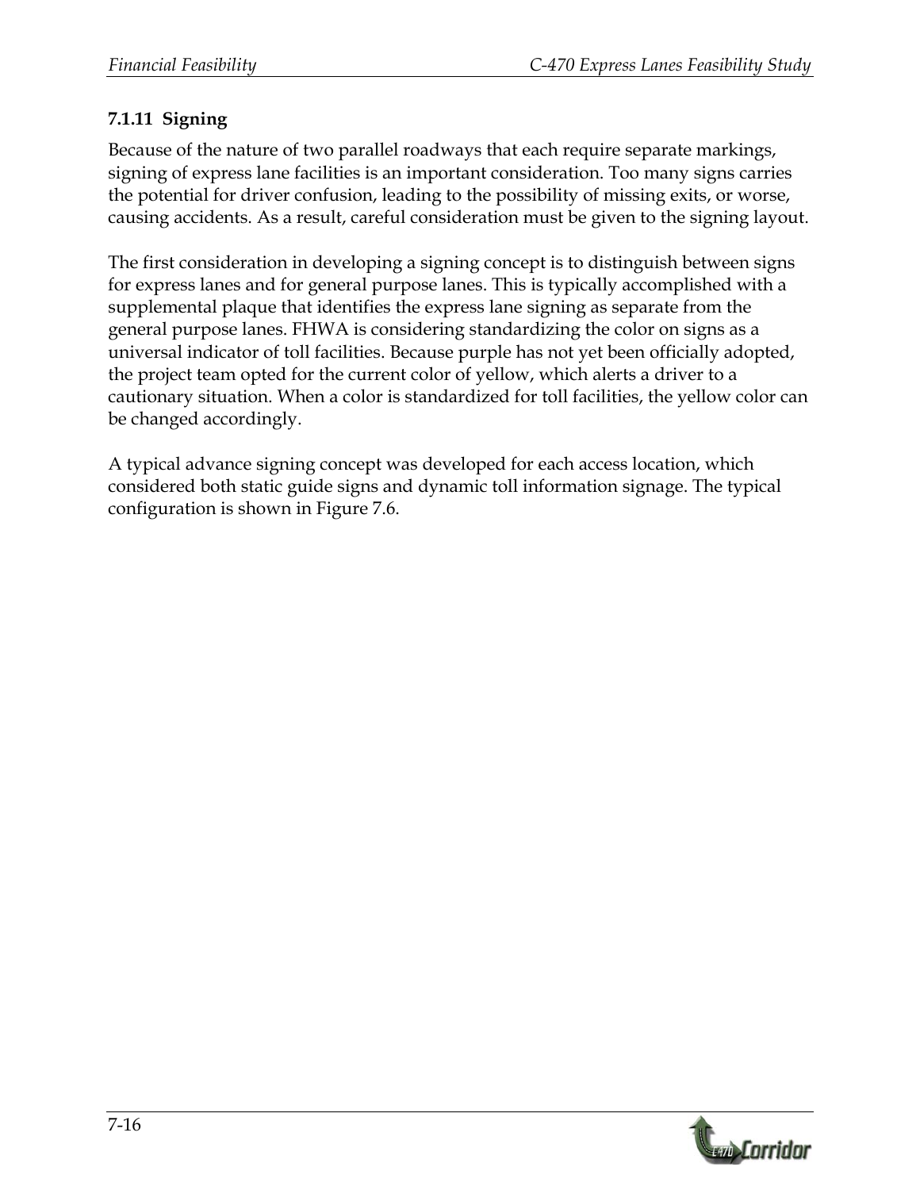### 7.1.11 Signing

Because of the nature of two parallel roadways that each require separate markings, signing of express lane facilities is an important consideration. Too many signs carries the potential for driver confusion, leading to the possibility of missing exits, or worse, causing accidents. As a result, careful consideration must be given to the signing layout.

The first consideration in developing a signing concept is to distinguish between signs for express lanes and for general purpose lanes. This is typically accomplished with a supplemental plaque that identifies the express lane signing as separate from the general purpose lanes. FHWA is considering standardizing the color on signs as a universal indicator of toll facilities. Because purple has not yet been officially adopted, the project team opted for the current color of yellow, which alerts a driver to a cautionary situation. When a color is standardized for toll facilities, the yellow color can be changed accordingly.

A typical advance signing concept was developed for each access location, which considered both static guide signs and dynamic toll information signage. The typical configuration is shown in Figure 7.6.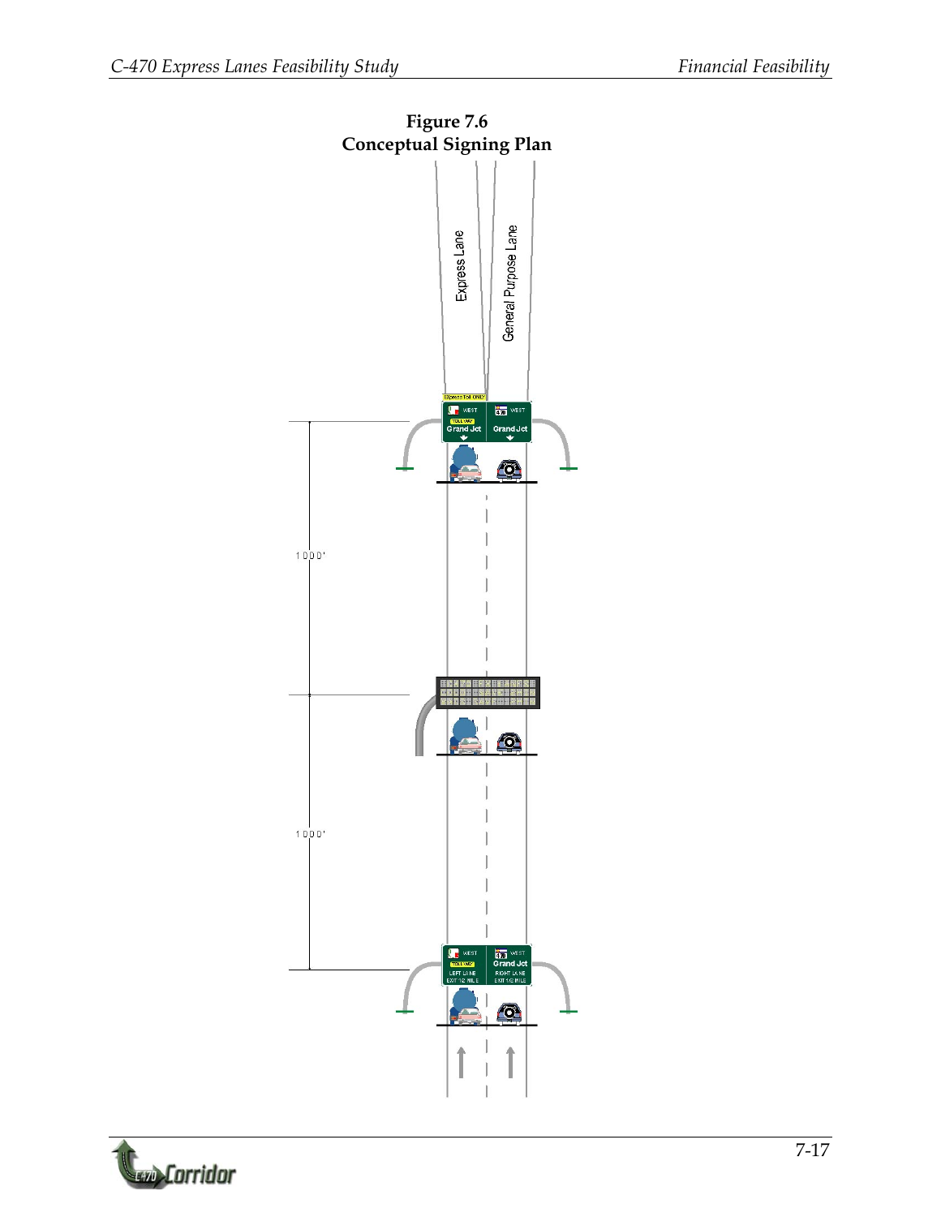**Figure 7.6**
**Conceptual Signing Plan**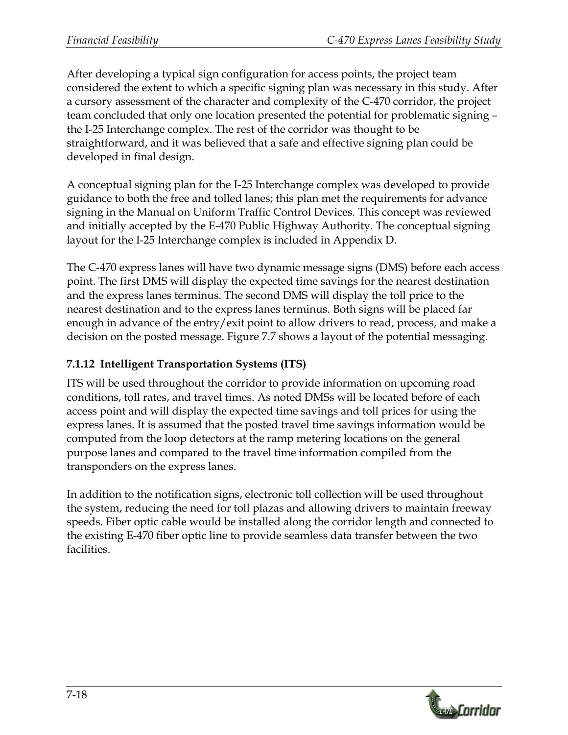After developing a typical sign configuration for access points, the project team considered the extent to which a specific signing plan was necessary in this study. After a cursory assessment of the character and complexity of the C-470 corridor, the project team concluded that only one location presented the potential for problematic signing – the I-25 Interchange complex. The rest of the corridor was thought to be straightforward, and it was believed that a safe and effective signing plan could be developed in final design.

A conceptual signing plan for the I-25 Interchange complex was developed to provide guidance to both the free and tolled lanes; this plan met the requirements for advance signing in the Manual on Uniform Traffic Control Devices. This concept was reviewed and initially accepted by the E-470 Public Highway Authority. The conceptual signing layout for the I-25 Interchange complex is included in Appendix D.

The C-470 express lanes will have two dynamic message signs (DMS) before each access point. The first DMS will display the expected time savings for the nearest destination and the express lanes terminus. The second DMS will display the toll price to the nearest destination and to the express lanes terminus. Both signs will be placed far enough in advance of the entry/exit point to allow drivers to read, process, and make a decision on the posted message. Figure 7.7 shows a layout of the potential messaging.

### 7.1.12 Intelligent Transportation Systems (ITS)

ITS will be used throughout the corridor to provide information on upcoming road conditions, toll rates, and travel times. As noted DMSs will be located before of each access point and will display the expected time savings and toll prices for using the express lanes. It is assumed that the posted travel time savings information would be computed from the loop detectors at the ramp metering locations on the general purpose lanes and compared to the travel time information compiled from the transponders on the express lanes.

In addition to the notification signs, electronic toll collection will be used throughout the system, reducing the need for toll plazas and allowing drivers to maintain freeway speeds. Fiber optic cable would be installed along the corridor length and connected to the existing E-470 fiber optic line to provide seamless data transfer between the two facilities.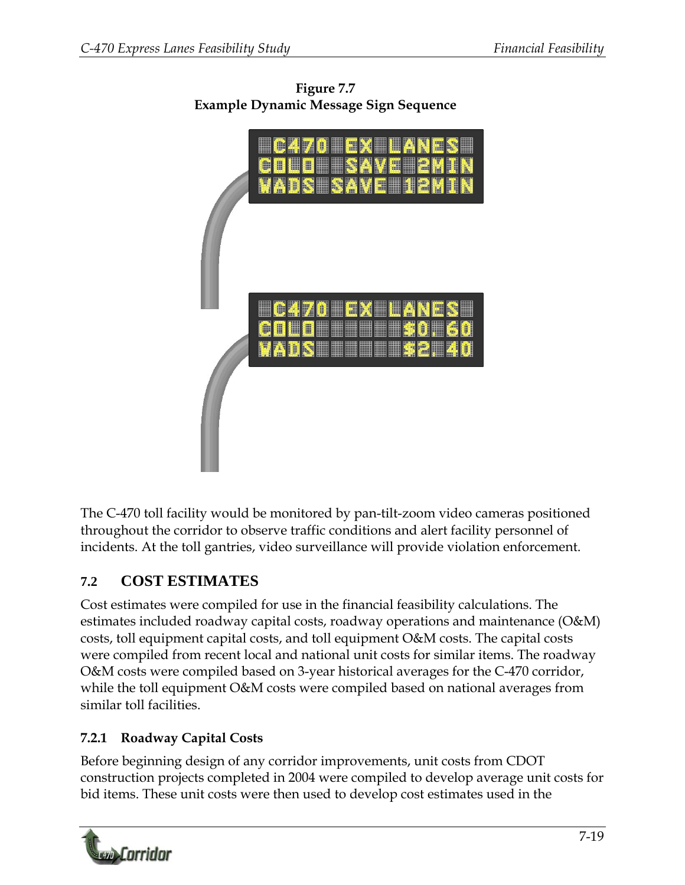**Figure 7.7**
**Example Dynamic Message Sign Sequence**

The C-470 toll facility would be monitored by pan-tilt-zoom video cameras positioned throughout the corridor to observe traffic conditions and alert facility personnel of incidents. At the toll gantries, video surveillance will provide violation enforcement.

## 7.2 COST ESTIMATES

Cost estimates were compiled for use in the financial feasibility calculations. The estimates included roadway capital costs, roadway operations and maintenance (O&M) costs, toll equipment capital costs, and toll equipment O&M costs. The capital costs were compiled from recent local and national unit costs for similar items. The roadway O&M costs were compiled based on 3-year historical averages for the C-470 corridor, while the toll equipment O&M costs were compiled based on national averages from similar toll facilities.

### 7.2.1 Roadway Capital Costs

Before beginning design of any corridor improvements, unit costs from CDOT construction projects completed in 2004 were compiled to develop average unit costs for bid items. These unit costs were then used to develop cost estimates used in the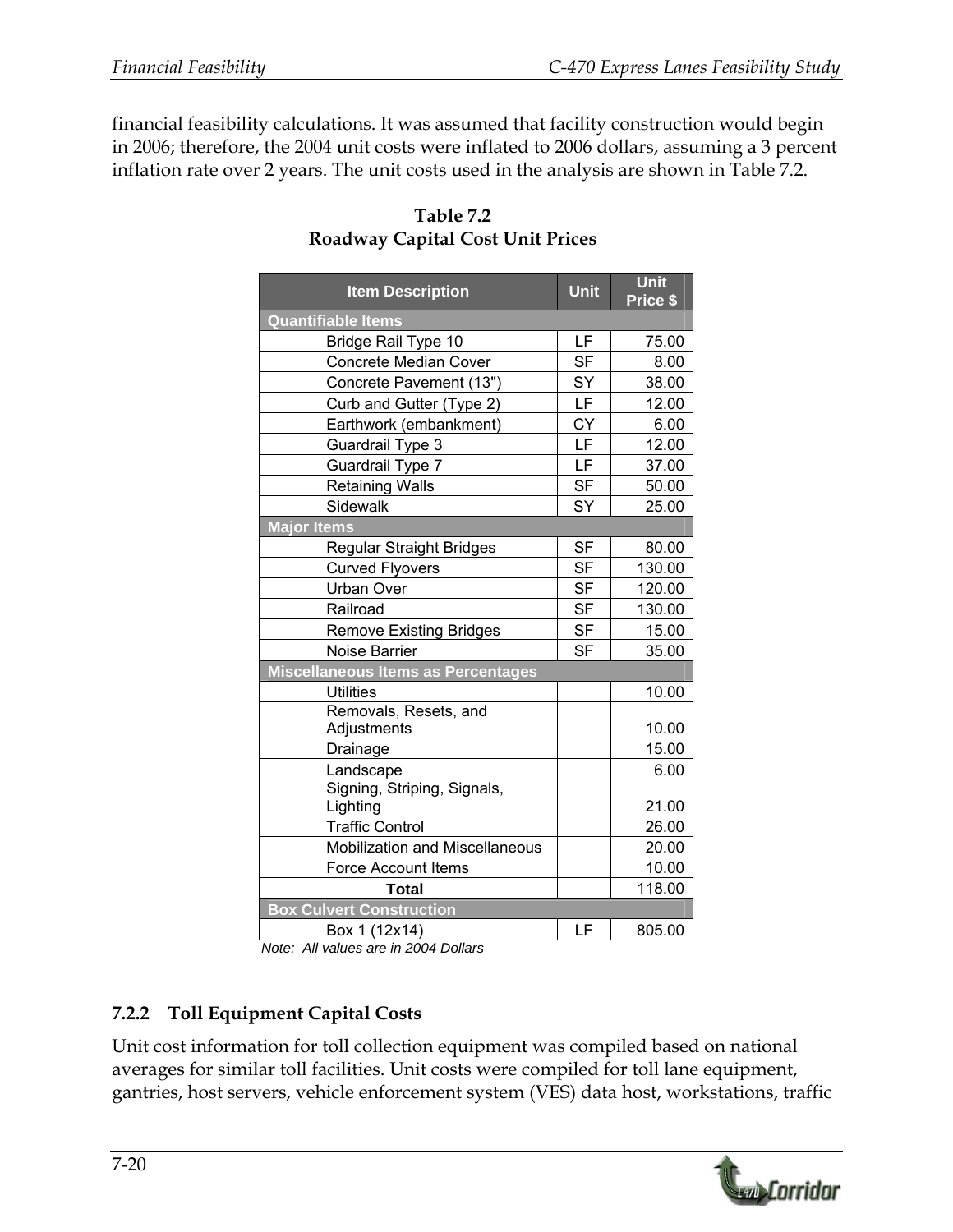financial feasibility calculations. It was assumed that facility construction would begin in 2006; therefore, the 2004 unit costs were inflated to 2006 dollars, assuming a 3 percent inflation rate over 2 years. The unit costs used in the analysis are shown in Table 7.2.

**Table 7.2**
**Roadway Capital Cost Unit Prices**

| Item Description | Unit | Unit Price $ |
|---|---|---|
| **Quantifiable Items** | | |
| Bridge Rail Type 10 | LF | 75.00 |
| Concrete Median Cover | SF | 8.00 |
| Concrete Pavement (13") | SY | 38.00 |
| Curb and Gutter (Type 2) | LF | 12.00 |
| Earthwork (embankment) | CY | 6.00 |
| Guardrail Type 3 | LF | 12.00 |
| Guardrail Type 7 | LF | 37.00 |
| Retaining Walls | SF | 50.00 |
| Sidewalk | SY | 25.00 |
| **Major Items** | | |
| Regular Straight Bridges | SF | 80.00 |
| Curved Flyovers | SF | 130.00 |
| Urban Over | SF | 120.00 |
| Railroad | SF | 130.00 |
| Remove Existing Bridges | SF | 15.00 |
| Noise Barrier | SF | 35.00 |
| **Miscellaneous Items as Percentages** | | |
| Utilities | | 10.00 |
| Removals, Resets, and Adjustments | | 10.00 |
| Drainage | | 15.00 |
| Landscape | | 6.00 |
| Signing, Striping, Signals, Lighting | | 21.00 |
| Traffic Control | | 26.00 |
| Mobilization and Miscellaneous | | 20.00 |
| Force Account Items | | 10.00 |
| **Total** | | 118.00 |
| **Box Culvert Construction** | | |
| Box 1 (12x14) | LF | 805.00 |

*Note: All values are in 2004 Dollars*

### 7.2.2 Toll Equipment Capital Costs

Unit cost information for toll collection equipment was compiled based on national averages for similar toll facilities. Unit costs were compiled for toll lane equipment, gantries, host servers, vehicle enforcement system (VES) data host, workstations, traffic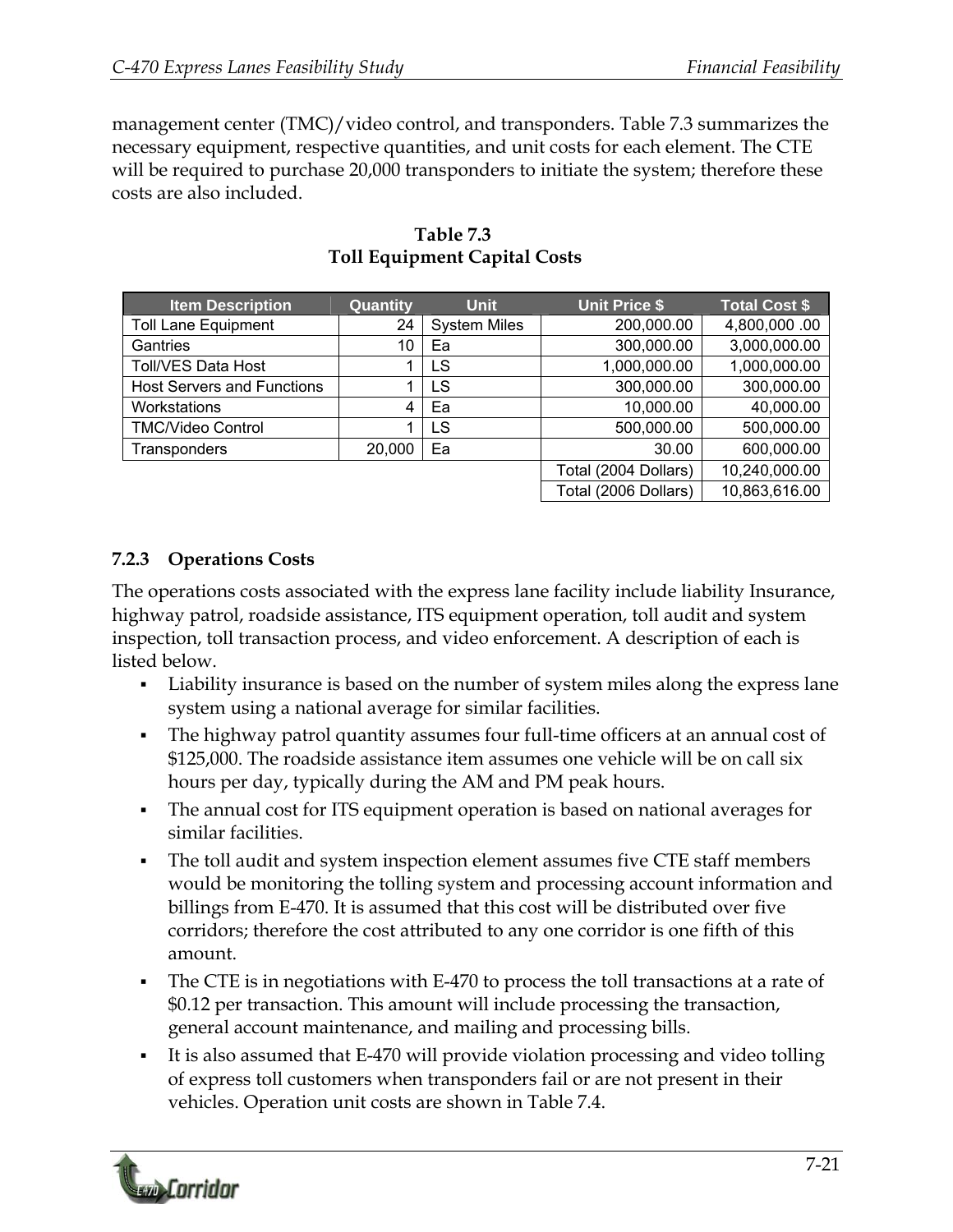management center (TMC)/video control, and transponders. Table 7.3 summarizes the necessary equipment, respective quantities, and unit costs for each element. The CTE will be required to purchase 20,000 transponders to initiate the system; therefore these costs are also included.

**Table 7.3**
**Toll Equipment Capital Costs**

| Item Description | Quantity | Unit | Unit Price $ | Total Cost $ |
|---|---|---|---|---|
| Toll Lane Equipment | 24 | System Miles | 200,000.00 | 4,800,000 .00 |
| Gantries | 10 | Ea | 300,000.00 | 3,000,000.00 |
| Toll/VES Data Host | 1 | LS | 1,000,000.00 | 1,000,000.00 |
| Host Servers and Functions | 1 | LS | 300,000.00 | 300,000.00 |
| Workstations | 4 | Ea | 10,000.00 | 40,000.00 |
| TMC/Video Control | 1 | LS | 500,000.00 | 500,000.00 |
| Transponders | 20,000 | Ea | 30.00 | 600,000.00 |
| | | | Total (2004 Dollars) | 10,240,000.00 |
| | | | Total (2006 Dollars) | 10,863,616.00 |

### 7.2.3 Operations Costs

The operations costs associated with the express lane facility include liability Insurance, highway patrol, roadside assistance, ITS equipment operation, toll audit and system inspection, toll transaction process, and video enforcement. A description of each is listed below.

- Liability insurance is based on the number of system miles along the express lane system using a national average for similar facilities.
- The highway patrol quantity assumes four full-time officers at an annual cost of $125,000. The roadside assistance item assumes one vehicle will be on call six hours per day, typically during the AM and PM peak hours.
- The annual cost for ITS equipment operation is based on national averages for similar facilities.
- The toll audit and system inspection element assumes five CTE staff members would be monitoring the tolling system and processing account information and billings from E-470. It is assumed that this cost will be distributed over five corridors; therefore the cost attributed to any one corridor is one fifth of this amount.
- The CTE is in negotiations with E-470 to process the toll transactions at a rate of $0.12 per transaction. This amount will include processing the transaction, general account maintenance, and mailing and processing bills.
- It is also assumed that E-470 will provide violation processing and video tolling of express toll customers when transponders fail or are not present in their vehicles. Operation unit costs are shown in Table 7.4.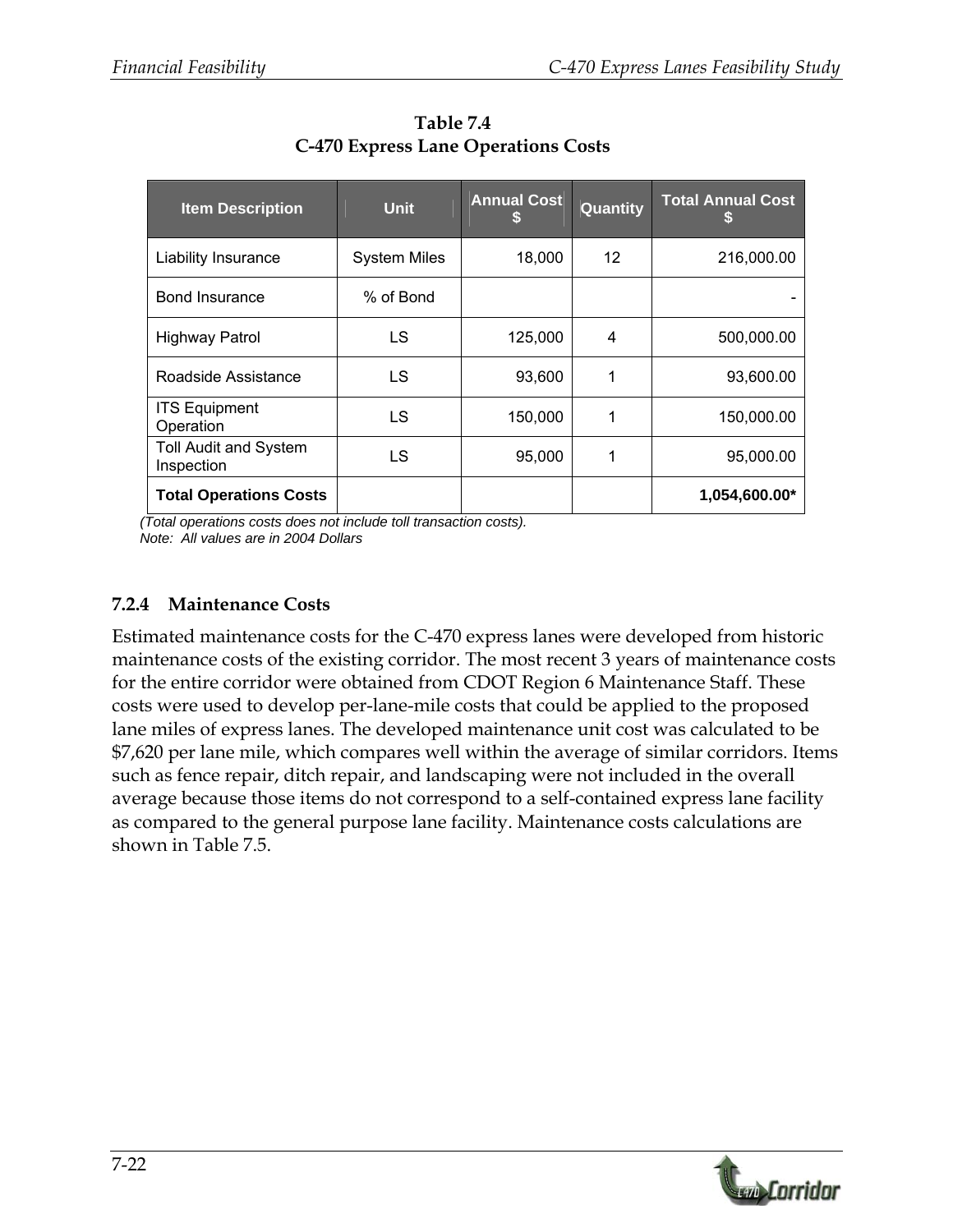**Table 7.4**
**C-470 Express Lane Operations Costs**

| Item Description | Unit | Annual Cost $ | Quantity | Total Annual Cost $ |
|---|---|---|---|---|
| Liability Insurance | System Miles | 18,000 | 12 | 216,000.00 |
| Bond Insurance | % of Bond | | | - |
| Highway Patrol | LS | 125,000 | 4 | 500,000.00 |
| Roadside Assistance | LS | 93,600 | 1 | 93,600.00 |
| ITS Equipment Operation | LS | 150,000 | 1 | 150,000.00 |
| Toll Audit and System Inspection | LS | 95,000 | 1 | 95,000.00 |
| **Total Operations Costs** | | | | **1,054,600.00*** |

*(Total operations costs does not include toll transaction costs).*
*Note: All values are in 2004 Dollars*

### 7.2.4 Maintenance Costs

Estimated maintenance costs for the C-470 express lanes were developed from historic maintenance costs of the existing corridor. The most recent 3 years of maintenance costs for the entire corridor were obtained from CDOT Region 6 Maintenance Staff. These costs were used to develop per-lane-mile costs that could be applied to the proposed lane miles of express lanes. The developed maintenance unit cost was calculated to be $7,620 per lane mile, which compares well within the average of similar corridors. Items such as fence repair, ditch repair, and landscaping were not included in the overall average because those items do not correspond to a self-contained express lane facility as compared to the general purpose lane facility. Maintenance costs calculations are shown in Table 7.5.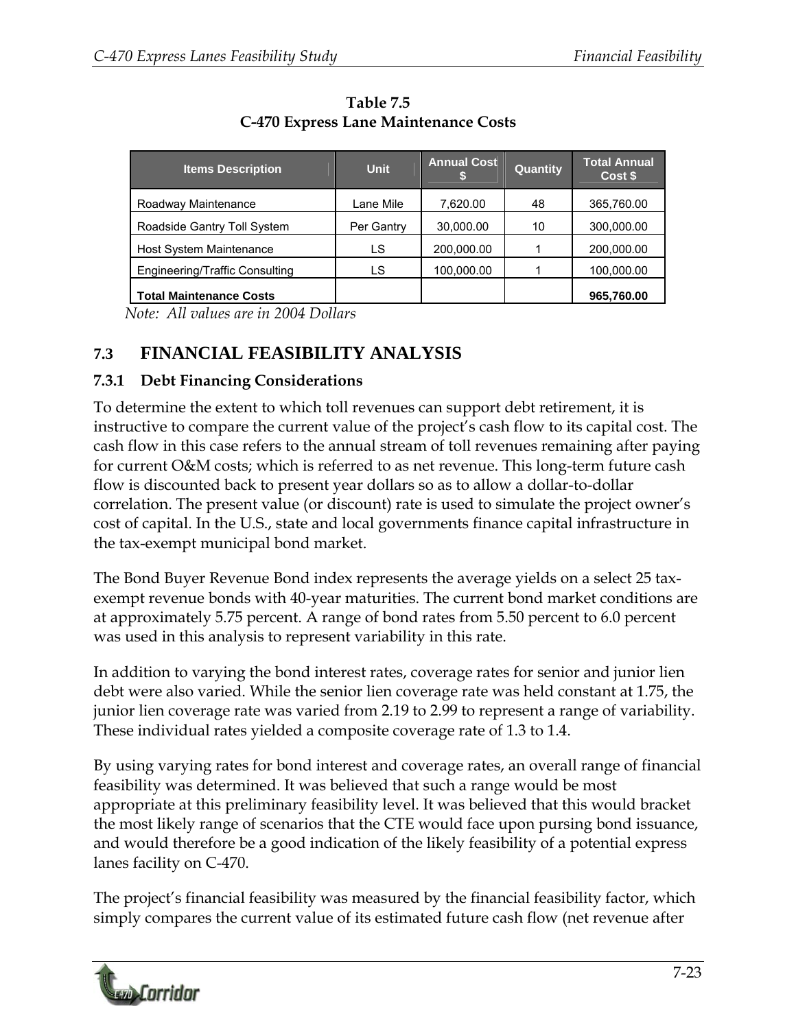**Table 7.5**
**C-470 Express Lane Maintenance Costs**

| Items Description | Unit | Annual Cost $ | Quantity | Total Annual Cost $ |
|---|---|---|---|---|
| Roadway Maintenance | Lane Mile | 7,620.00 | 48 | 365,760.00 |
| Roadside Gantry Toll System | Per Gantry | 30,000.00 | 10 | 300,000.00 |
| Host System Maintenance | LS | 200,000.00 | 1 | 200,000.00 |
| Engineering/Traffic Consulting | LS | 100,000.00 | 1 | 100,000.00 |
| **Total Maintenance Costs** | | | | **965,760.00** |

*Note: All values are in 2004 Dollars*

## 7.3 FINANCIAL FEASIBILITY ANALYSIS

### 7.3.1 Debt Financing Considerations

To determine the extent to which toll revenues can support debt retirement, it is instructive to compare the current value of the project's cash flow to its capital cost. The cash flow in this case refers to the annual stream of toll revenues remaining after paying for current O&M costs; which is referred to as net revenue. This long-term future cash flow is discounted back to present year dollars so as to allow a dollar-to-dollar correlation. The present value (or discount) rate is used to simulate the project owner's cost of capital. In the U.S., state and local governments finance capital infrastructure in the tax-exempt municipal bond market.

The Bond Buyer Revenue Bond index represents the average yields on a select 25 tax-exempt revenue bonds with 40-year maturities. The current bond market conditions are at approximately 5.75 percent. A range of bond rates from 5.50 percent to 6.0 percent was used in this analysis to represent variability in this rate.

In addition to varying the bond interest rates, coverage rates for senior and junior lien debt were also varied. While the senior lien coverage rate was held constant at 1.75, the junior lien coverage rate was varied from 2.19 to 2.99 to represent a range of variability. These individual rates yielded a composite coverage rate of 1.3 to 1.4.

By using varying rates for bond interest and coverage rates, an overall range of financial feasibility was determined. It was believed that such a range would be most appropriate at this preliminary feasibility level. It was believed that this would bracket the most likely range of scenarios that the CTE would face upon pursing bond issuance, and would therefore be a good indication of the likely feasibility of a potential express lanes facility on C-470.

The project's financial feasibility was measured by the financial feasibility factor, which simply compares the current value of its estimated future cash flow (net revenue after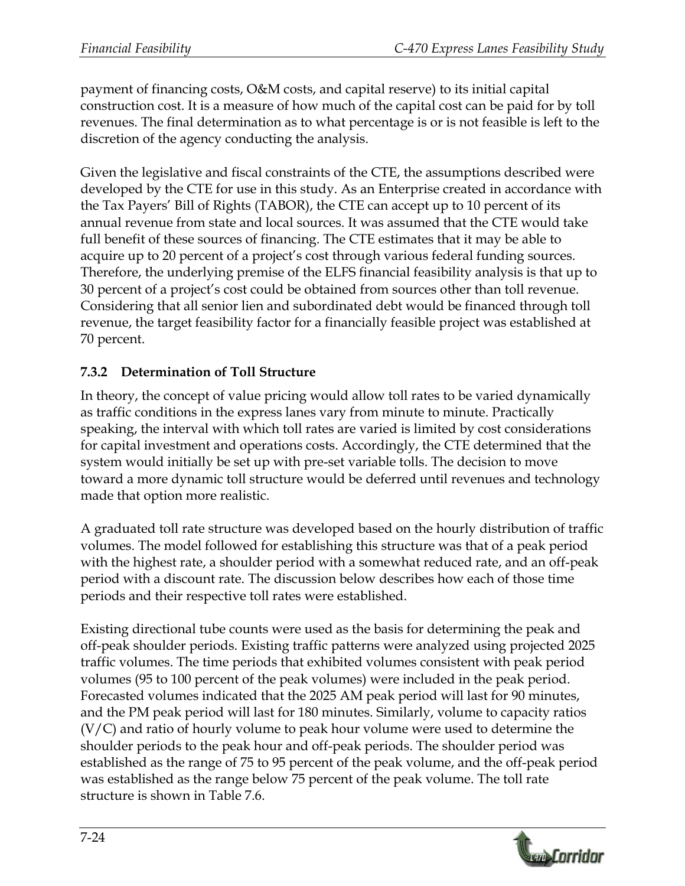payment of financing costs, O&M costs, and capital reserve) to its initial capital construction cost. It is a measure of how much of the capital cost can be paid for by toll revenues. The final determination as to what percentage is or is not feasible is left to the discretion of the agency conducting the analysis.

Given the legislative and fiscal constraints of the CTE, the assumptions described were developed by the CTE for use in this study. As an Enterprise created in accordance with the Tax Payers' Bill of Rights (TABOR), the CTE can accept up to 10 percent of its annual revenue from state and local sources. It was assumed that the CTE would take full benefit of these sources of financing. The CTE estimates that it may be able to acquire up to 20 percent of a project's cost through various federal funding sources. Therefore, the underlying premise of the ELFS financial feasibility analysis is that up to 30 percent of a project's cost could be obtained from sources other than toll revenue. Considering that all senior lien and subordinated debt would be financed through toll revenue, the target feasibility factor for a financially feasible project was established at 70 percent.

### 7.3.2 Determination of Toll Structure

In theory, the concept of value pricing would allow toll rates to be varied dynamically as traffic conditions in the express lanes vary from minute to minute. Practically speaking, the interval with which toll rates are varied is limited by cost considerations for capital investment and operations costs. Accordingly, the CTE determined that the system would initially be set up with pre-set variable tolls. The decision to move toward a more dynamic toll structure would be deferred until revenues and technology made that option more realistic.

A graduated toll rate structure was developed based on the hourly distribution of traffic volumes. The model followed for establishing this structure was that of a peak period with the highest rate, a shoulder period with a somewhat reduced rate, and an off-peak period with a discount rate. The discussion below describes how each of those time periods and their respective toll rates were established.

Existing directional tube counts were used as the basis for determining the peak and off-peak shoulder periods. Existing traffic patterns were analyzed using projected 2025 traffic volumes. The time periods that exhibited volumes consistent with peak period volumes (95 to 100 percent of the peak volumes) were included in the peak period. Forecasted volumes indicated that the 2025 AM peak period will last for 90 minutes, and the PM peak period will last for 180 minutes. Similarly, volume to capacity ratios (V/C) and ratio of hourly volume to peak hour volume were used to determine the shoulder periods to the peak hour and off-peak periods. The shoulder period was established as the range of 75 to 95 percent of the peak volume, and the off-peak period was established as the range below 75 percent of the peak volume. The toll rate structure is shown in Table 7.6.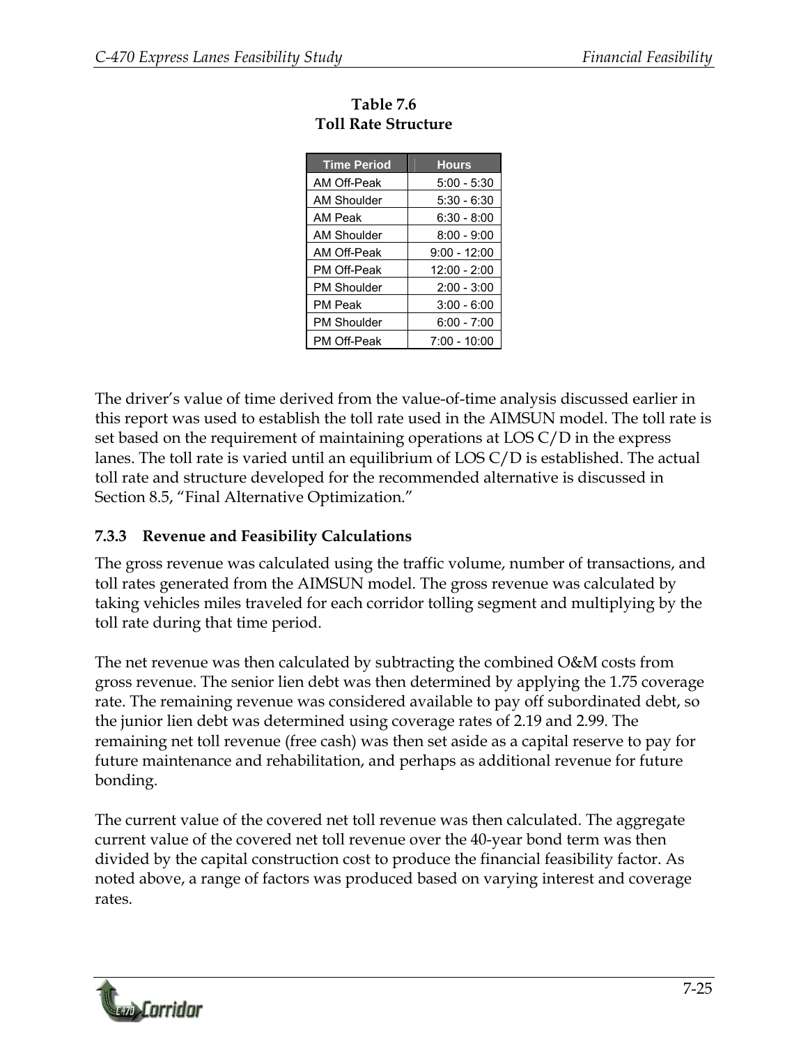**Table 7.6**
**Toll Rate Structure**

| Time Period | Hours |
|---|---|
| AM Off-Peak | 5:00 - 5:30 |
| AM Shoulder | 5:30 - 6:30 |
| AM Peak | 6:30 - 8:00 |
| AM Shoulder | 8:00 - 9:00 |
| AM Off-Peak | 9:00 - 12:00 |
| PM Off-Peak | 12:00 - 2:00 |
| PM Shoulder | 2:00 - 3:00 |
| PM Peak | 3:00 - 6:00 |
| PM Shoulder | 6:00 - 7:00 |
| PM Off-Peak | 7:00 - 10:00 |

The driver's value of time derived from the value-of-time analysis discussed earlier in this report was used to establish the toll rate used in the AIMSUN model. The toll rate is set based on the requirement of maintaining operations at LOS C/D in the express lanes. The toll rate is varied until an equilibrium of LOS C/D is established. The actual toll rate and structure developed for the recommended alternative is discussed in Section 8.5, "Final Alternative Optimization."

### 7.3.3 Revenue and Feasibility Calculations

The gross revenue was calculated using the traffic volume, number of transactions, and toll rates generated from the AIMSUN model. The gross revenue was calculated by taking vehicles miles traveled for each corridor tolling segment and multiplying by the toll rate during that time period.

The net revenue was then calculated by subtracting the combined O&M costs from gross revenue. The senior lien debt was then determined by applying the 1.75 coverage rate. The remaining revenue was considered available to pay off subordinated debt, so the junior lien debt was determined using coverage rates of 2.19 and 2.99. The remaining net toll revenue (free cash) was then set aside as a capital reserve to pay for future maintenance and rehabilitation, and perhaps as additional revenue for future bonding.

The current value of the covered net toll revenue was then calculated. The aggregate current value of the covered net toll revenue over the 40-year bond term was then divided by the capital construction cost to produce the financial feasibility factor. As noted above, a range of factors was produced based on varying interest and coverage rates.